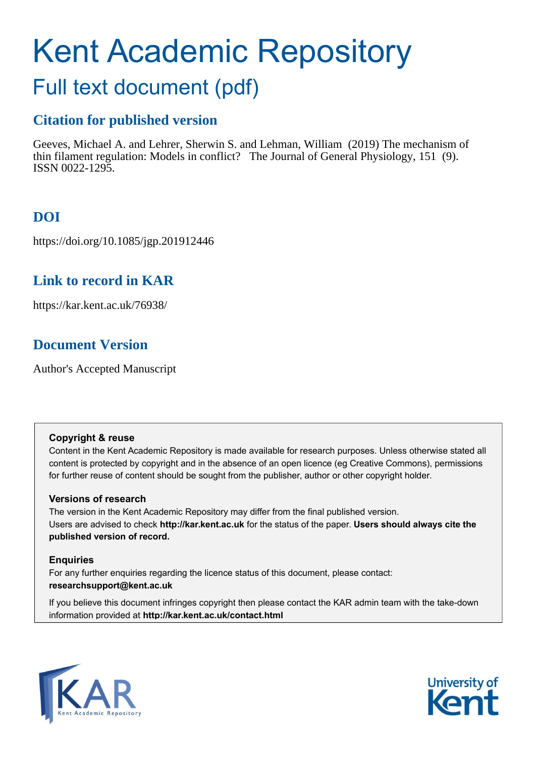# Kent Academic Repository

## Full text document (pdf)

### Citation for published version

Geeves, Michael A. and Lehrer, Sherwin S. and Lehman, William (2019) The mechanism of thin filament regulation: Models in conflict? The Journal of General Physiology, 151 (9). ISSN 0022-1295.

### DOI

https://doi.org/10.1085/jgp.201912446

### Link to record in KAR

https://kar.kent.ac.uk/76938/

### Document Version

Author's Accepted Manuscript

**Copyright & reuse**

Content in the Kent Academic Repository is made available for research purposes. Unless otherwise stated all content is protected by copyright and in the absence of an open licence (eg Creative Commons), permissions for further reuse of content should be sought from the publisher, author or other copyright holder.

**Versions of research**

The version in the Kent Academic Repository may differ from the final published version. Users are advised to check **http://kar.kent.ac.uk** for the status of the paper. **Users should always cite the published version of record.**

**Enquiries**

For any further enquiries regarding the licence status of this document, please contact: **researchsupport@kent.ac.uk**

If you believe this document infringes copyright then please contact the KAR admin team with the take-down information provided at **http://kar.kent.ac.uk/contact.html**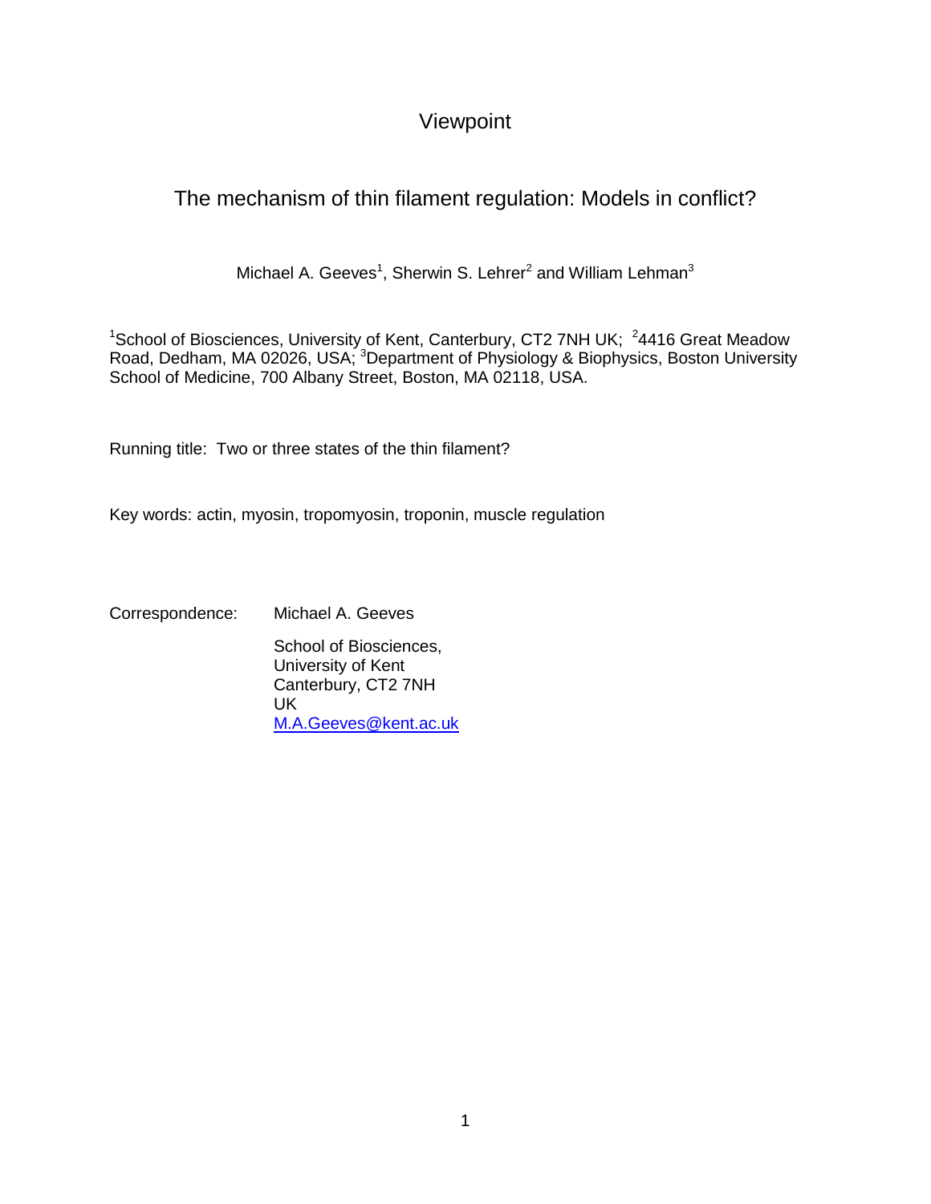Viewpoint

# The mechanism of thin filament regulation: Models in conflict?

Michael A. Geeves[1], Sherwin S. Lehrer[2] and William Lehman[3]

[1]School of Biosciences, University of Kent, Canterbury, CT2 7NH UK; [2]4416 Great Meadow Road, Dedham, MA 02026, USA; [3]Department of Physiology & Biophysics, Boston University School of Medicine, 700 Albany Street, Boston, MA 02118, USA.

Running title: Two or three states of the thin filament?

Key words: actin, myosin, tropomyosin, troponin, muscle regulation

Correspondence: Michael A. Geeves

School of Biosciences,
University of Kent
Canterbury, CT2 7NH
UK
M.A.Geeves@kent.ac.uk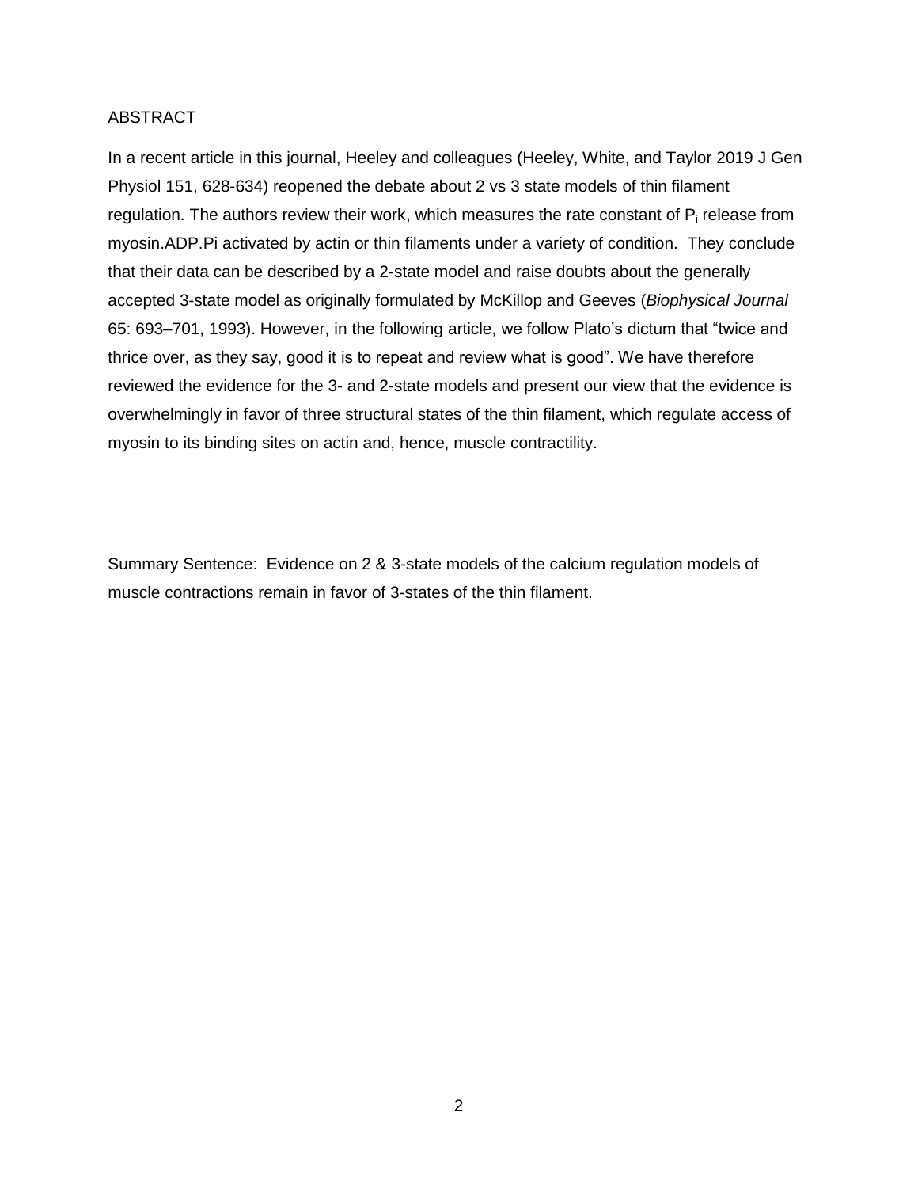## ABSTRACT

In a recent article in this journal, Heeley and colleagues (Heeley, White, and Taylor 2019 J Gen Physiol 151, 628-634) reopened the debate about 2 vs 3 state models of thin filament regulation. The authors review their work, which measures the rate constant of $P_i$ release from myosin.ADP.Pi activated by actin or thin filaments under a variety of condition. They conclude that their data can be described by a 2-state model and raise doubts about the generally accepted 3-state model as originally formulated by McKillop and Geeves (*Biophysical Journal* 65: 693–701, 1993). However, in the following article, we follow Plato's dictum that "twice and thrice over, as they say, good it is to repeat and review what is good". We have therefore reviewed the evidence for the 3- and 2-state models and present our view that the evidence is overwhelmingly in favor of three structural states of the thin filament, which regulate access of myosin to its binding sites on actin and, hence, muscle contractility.

Summary Sentence: Evidence on 2 & 3-state models of the calcium regulation models of muscle contractions remain in favor of 3-states of the thin filament.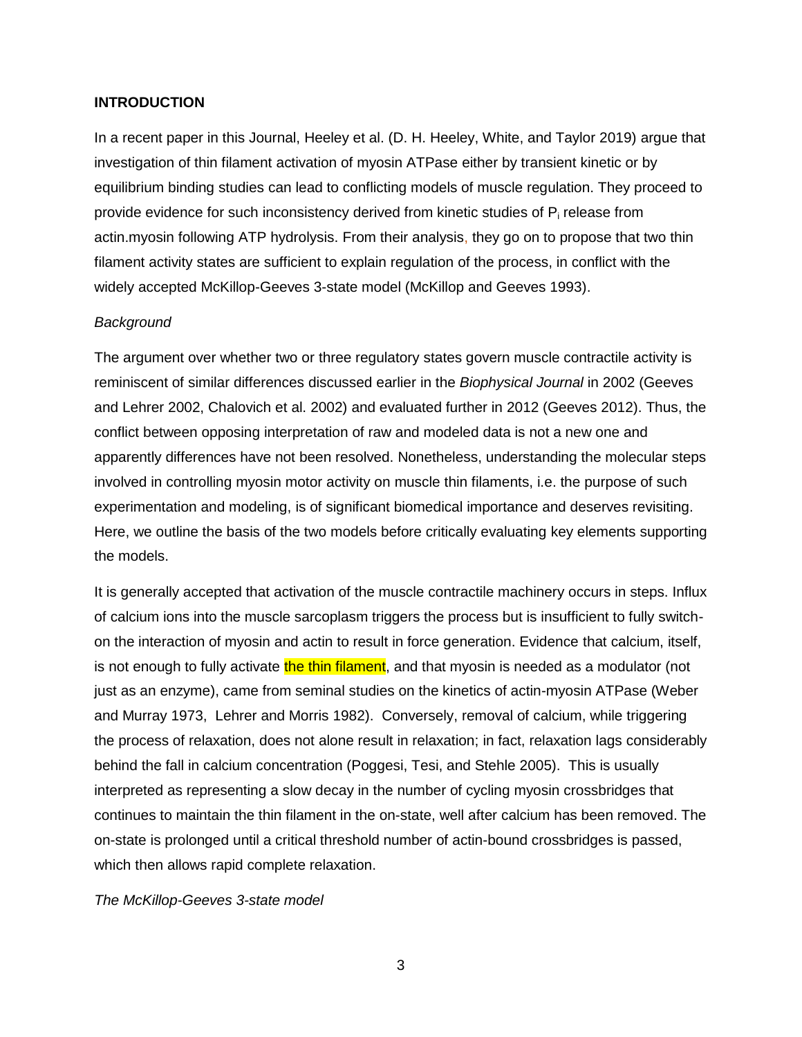## INTRODUCTION

In a recent paper in this Journal, Heeley et al. (D. H. Heeley, White, and Taylor 2019) argue that investigation of thin filament activation of myosin ATPase either by transient kinetic or by equilibrium binding studies can lead to conflicting models of muscle regulation. They proceed to provide evidence for such inconsistency derived from kinetic studies of $P_i$ release from actin.myosin following ATP hydrolysis. From their analysis, they go on to propose that two thin filament activity states are sufficient to explain regulation of the process, in conflict with the widely accepted McKillop-Geeves 3-state model (McKillop and Geeves 1993).

### *Background*

The argument over whether two or three regulatory states govern muscle contractile activity is reminiscent of similar differences discussed earlier in the *Biophysical Journal* in 2002 (Geeves and Lehrer 2002, Chalovich et al. 2002) and evaluated further in 2012 (Geeves 2012). Thus, the conflict between opposing interpretation of raw and modeled data is not a new one and apparently differences have not been resolved. Nonetheless, understanding the molecular steps involved in controlling myosin motor activity on muscle thin filaments, i.e. the purpose of such experimentation and modeling, is of significant biomedical importance and deserves revisiting. Here, we outline the basis of the two models before critically evaluating key elements supporting the models.

It is generally accepted that activation of the muscle contractile machinery occurs in steps. Influx of calcium ions into the muscle sarcoplasm triggers the process but is insufficient to fully switch-on the interaction of myosin and actin to result in force generation. Evidence that calcium, itself, is not enough to fully activate the thin filament, and that myosin is needed as a modulator (not just as an enzyme), came from seminal studies on the kinetics of actin-myosin ATPase (Weber and Murray 1973, Lehrer and Morris 1982). Conversely, removal of calcium, while triggering the process of relaxation, does not alone result in relaxation; in fact, relaxation lags considerably behind the fall in calcium concentration (Poggesi, Tesi, and Stehle 2005). This is usually interpreted as representing a slow decay in the number of cycling myosin crossbridges that continues to maintain the thin filament in the on-state, well after calcium has been removed. The on-state is prolonged until a critical threshold number of actin-bound crossbridges is passed, which then allows rapid complete relaxation.

### *The McKillop-Geeves 3-state model*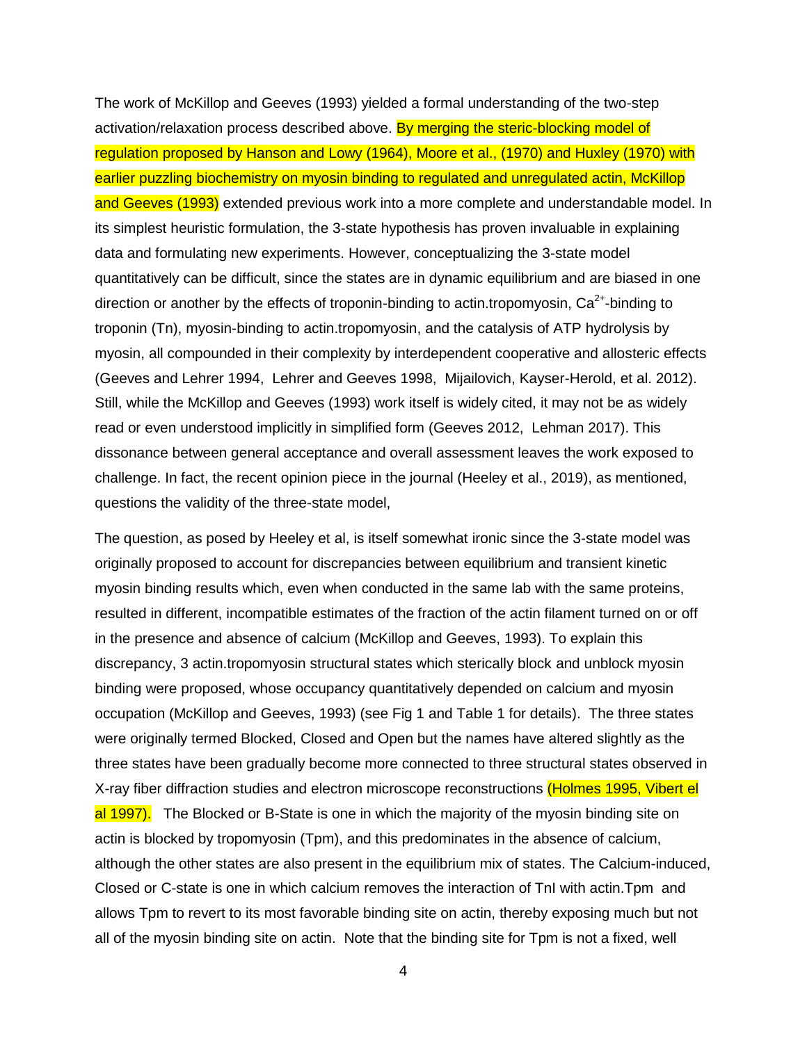The work of McKillop and Geeves (1993) yielded a formal understanding of the two-step activation/relaxation process described above. By merging the steric-blocking model of regulation proposed by Hanson and Lowy (1964), Moore et al., (1970) and Huxley (1970) with earlier puzzling biochemistry on myosin binding to regulated and unregulated actin, McKillop and Geeves (1993) extended previous work into a more complete and understandable model. In its simplest heuristic formulation, the 3-state hypothesis has proven invaluable in explaining data and formulating new experiments. However, conceptualizing the 3-state model quantitatively can be difficult, since the states are in dynamic equilibrium and are biased in one direction or another by the effects of troponin-binding to actin.tropomyosin, $Ca^{2+}$-binding to troponin (Tn), myosin-binding to actin.tropomyosin, and the catalysis of ATP hydrolysis by myosin, all compounded in their complexity by interdependent cooperative and allosteric effects (Geeves and Lehrer 1994, Lehrer and Geeves 1998, Mijailovich, Kayser-Herold, et al. 2012). Still, while the McKillop and Geeves (1993) work itself is widely cited, it may not be as widely read or even understood implicitly in simplified form (Geeves 2012, Lehman 2017). This dissonance between general acceptance and overall assessment leaves the work exposed to challenge. In fact, the recent opinion piece in the journal (Heeley et al., 2019), as mentioned, questions the validity of the three-state model,

The question, as posed by Heeley et al, is itself somewhat ironic since the 3-state model was originally proposed to account for discrepancies between equilibrium and transient kinetic myosin binding results which, even when conducted in the same lab with the same proteins, resulted in different, incompatible estimates of the fraction of the actin filament turned on or off in the presence and absence of calcium (McKillop and Geeves, 1993). To explain this discrepancy, 3 actin.tropomyosin structural states which sterically block and unblock myosin binding were proposed, whose occupancy quantitatively depended on calcium and myosin occupation (McKillop and Geeves, 1993) (see Fig 1 and Table 1 for details). The three states were originally termed Blocked, Closed and Open but the names have altered slightly as the three states have been gradually become more connected to three structural states observed in X-ray fiber diffraction studies and electron microscope reconstructions (Holmes 1995, Vibert el al 1997). The Blocked or B-State is one in which the majority of the myosin binding site on actin is blocked by tropomyosin (Tpm), and this predominates in the absence of calcium, although the other states are also present in the equilibrium mix of states. The Calcium-induced, Closed or C-state is one in which calcium removes the interaction of TnI with actin.Tpm and allows Tpm to revert to its most favorable binding site on actin, thereby exposing much but not all of the myosin binding site on actin. Note that the binding site for Tpm is not a fixed, well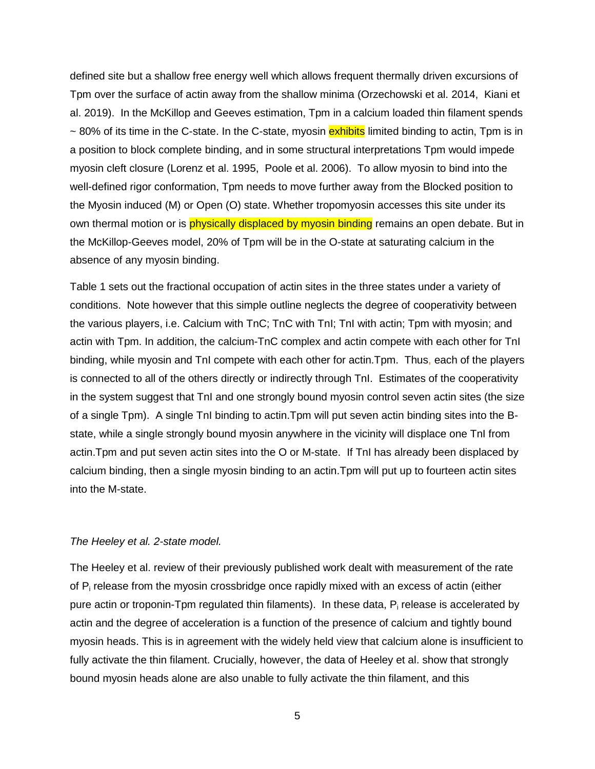defined site but a shallow free energy well which allows frequent thermally driven excursions of Tpm over the surface of actin away from the shallow minima (Orzechowski et al. 2014, Kiani et al. 2019). In the McKillop and Geeves estimation, Tpm in a calcium loaded thin filament spends ~ 80% of its time in the C-state. In the C-state, myosin exhibits limited binding to actin, Tpm is in a position to block complete binding, and in some structural interpretations Tpm would impede myosin cleft closure (Lorenz et al. 1995, Poole et al. 2006). To allow myosin to bind into the well-defined rigor conformation, Tpm needs to move further away from the Blocked position to the Myosin induced (M) or Open (O) state. Whether tropomyosin accesses this site under its own thermal motion or is physically displaced by myosin binding remains an open debate. But in the McKillop-Geeves model, 20% of Tpm will be in the O-state at saturating calcium in the absence of any myosin binding.

Table 1 sets out the fractional occupation of actin sites in the three states under a variety of conditions. Note however that this simple outline neglects the degree of cooperativity between the various players, i.e. Calcium with TnC; TnC with TnI; TnI with actin; Tpm with myosin; and actin with Tpm. In addition, the calcium-TnC complex and actin compete with each other for TnI binding, while myosin and TnI compete with each other for actin.Tpm. Thus, each of the players is connected to all of the others directly or indirectly through TnI. Estimates of the cooperativity in the system suggest that TnI and one strongly bound myosin control seven actin sites (the size of a single Tpm). A single TnI binding to actin.Tpm will put seven actin binding sites into the B-state, while a single strongly bound myosin anywhere in the vicinity will displace one TnI from actin.Tpm and put seven actin sites into the O or M-state. If TnI has already been displaced by calcium binding, then a single myosin binding to an actin.Tpm will put up to fourteen actin sites into the M-state.

*The Heeley et al. 2-state model.*

The Heeley et al. review of their previously published work dealt with measurement of the rate of $P_i$ release from the myosin crossbridge once rapidly mixed with an excess of actin (either pure actin or troponin-Tpm regulated thin filaments). In these data, $P_i$ release is accelerated by actin and the degree of acceleration is a function of the presence of calcium and tightly bound myosin heads. This is in agreement with the widely held view that calcium alone is insufficient to fully activate the thin filament. Crucially, however, the data of Heeley et al. show that strongly bound myosin heads alone are also unable to fully activate the thin filament, and this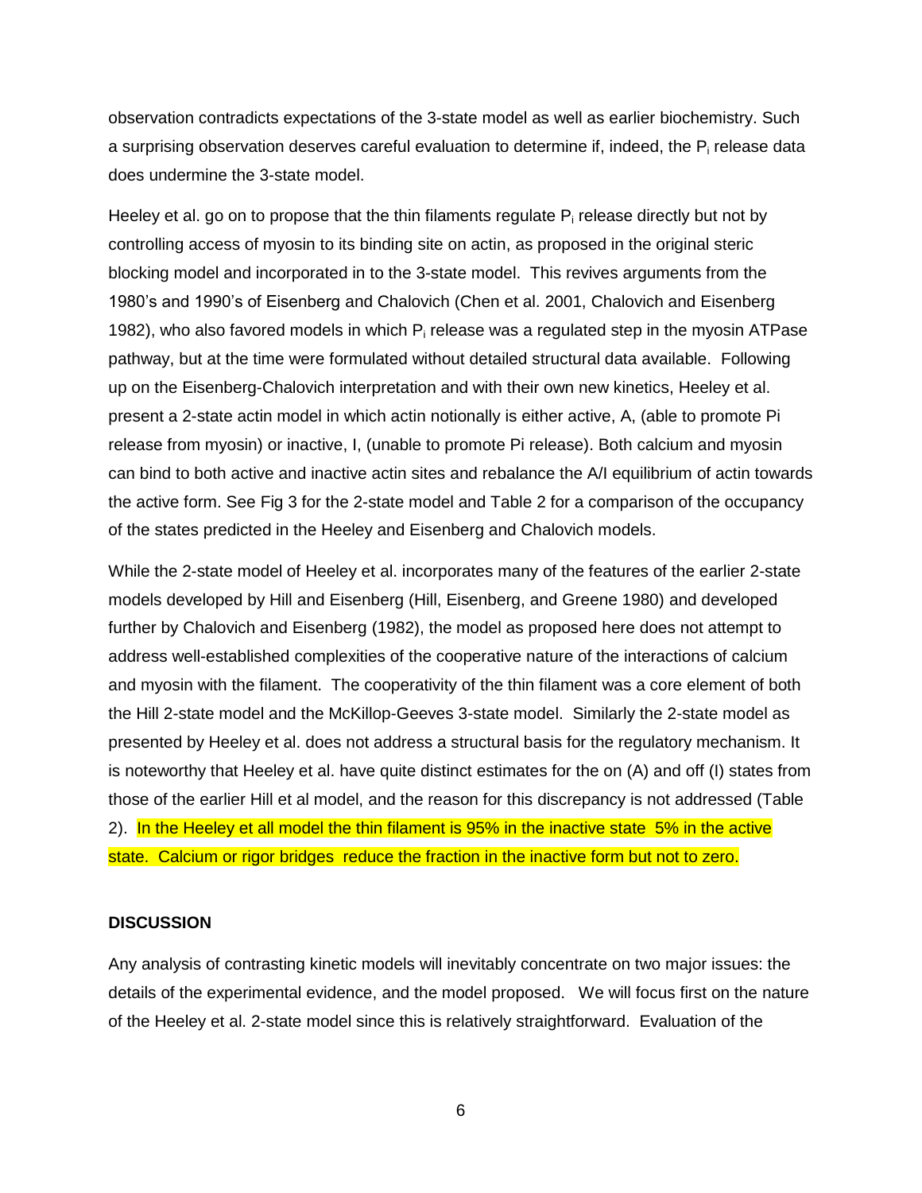observation contradicts expectations of the 3-state model as well as earlier biochemistry. Such a surprising observation deserves careful evaluation to determine if, indeed, the $P_i$ release data does undermine the 3-state model.

Heeley et al. go on to propose that the thin filaments regulate $P_i$ release directly but not by controlling access of myosin to its binding site on actin, as proposed in the original steric blocking model and incorporated in to the 3-state model. This revives arguments from the 1980's and 1990's of Eisenberg and Chalovich (Chen et al. 2001, Chalovich and Eisenberg 1982), who also favored models in which $P_i$ release was a regulated step in the myosin ATPase pathway, but at the time were formulated without detailed structural data available. Following up on the Eisenberg-Chalovich interpretation and with their own new kinetics, Heeley et al. present a 2-state actin model in which actin notionally is either active, A, (able to promote Pi release from myosin) or inactive, I, (unable to promote Pi release). Both calcium and myosin can bind to both active and inactive actin sites and rebalance the A/I equilibrium of actin towards the active form. See Fig 3 for the 2-state model and Table 2 for a comparison of the occupancy of the states predicted in the Heeley and Eisenberg and Chalovich models.

While the 2-state model of Heeley et al. incorporates many of the features of the earlier 2-state models developed by Hill and Eisenberg (Hill, Eisenberg, and Greene 1980) and developed further by Chalovich and Eisenberg (1982), the model as proposed here does not attempt to address well-established complexities of the cooperative nature of the interactions of calcium and myosin with the filament. The cooperativity of the thin filament was a core element of both the Hill 2-state model and the McKillop-Geeves 3-state model. Similarly the 2-state model as presented by Heeley et al. does not address a structural basis for the regulatory mechanism. It is noteworthy that Heeley et al. have quite distinct estimates for the on (A) and off (I) states from those of the earlier Hill et al model, and the reason for this discrepancy is not addressed (Table 2). In the Heeley et all model the thin filament is 95% in the inactive state 5% in the active state. Calcium or rigor bridges reduce the fraction in the inactive form but not to zero.

**DISCUSSION**

Any analysis of contrasting kinetic models will inevitably concentrate on two major issues: the details of the experimental evidence, and the model proposed. We will focus first on the nature of the Heeley et al. 2-state model since this is relatively straightforward. Evaluation of the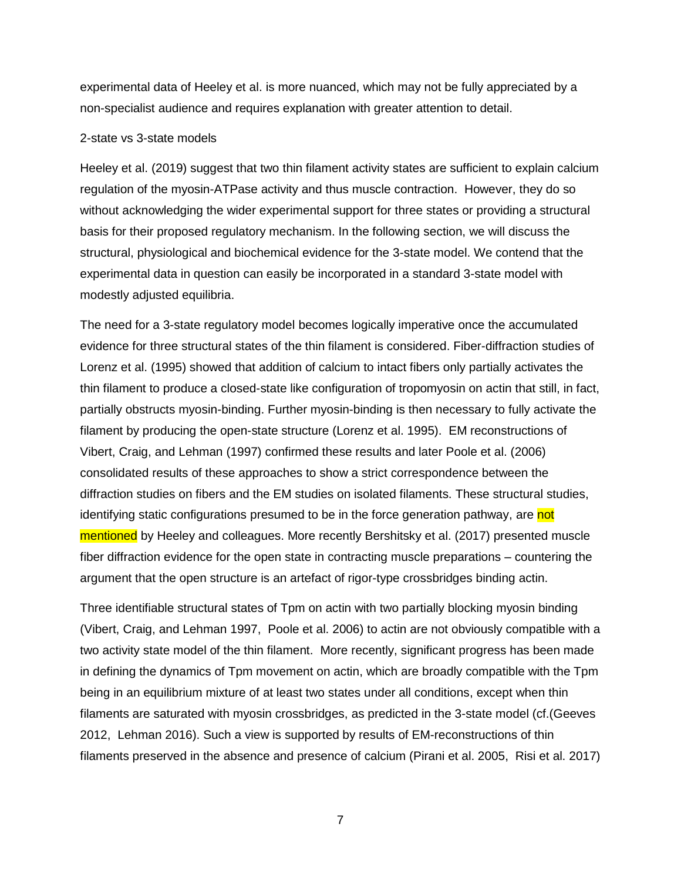experimental data of Heeley et al. is more nuanced, which may not be fully appreciated by a non-specialist audience and requires explanation with greater attention to detail.

2-state vs 3-state models

Heeley et al. (2019) suggest that two thin filament activity states are sufficient to explain calcium regulation of the myosin-ATPase activity and thus muscle contraction. However, they do so without acknowledging the wider experimental support for three states or providing a structural basis for their proposed regulatory mechanism. In the following section, we will discuss the structural, physiological and biochemical evidence for the 3-state model. We contend that the experimental data in question can easily be incorporated in a standard 3-state model with modestly adjusted equilibria.

The need for a 3-state regulatory model becomes logically imperative once the accumulated evidence for three structural states of the thin filament is considered. Fiber-diffraction studies of Lorenz et al. (1995) showed that addition of calcium to intact fibers only partially activates the thin filament to produce a closed-state like configuration of tropomyosin on actin that still, in fact, partially obstructs myosin-binding. Further myosin-binding is then necessary to fully activate the filament by producing the open-state structure (Lorenz et al. 1995). EM reconstructions of Vibert, Craig, and Lehman (1997) confirmed these results and later Poole et al. (2006) consolidated results of these approaches to show a strict correspondence between the diffraction studies on fibers and the EM studies on isolated filaments. These structural studies, identifying static configurations presumed to be in the force generation pathway, are not mentioned by Heeley and colleagues. More recently Bershitsky et al. (2017) presented muscle fiber diffraction evidence for the open state in contracting muscle preparations – countering the argument that the open structure is an artefact of rigor-type crossbridges binding actin.

Three identifiable structural states of Tpm on actin with two partially blocking myosin binding (Vibert, Craig, and Lehman 1997, Poole et al. 2006) to actin are not obviously compatible with a two activity state model of the thin filament. More recently, significant progress has been made in defining the dynamics of Tpm movement on actin, which are broadly compatible with the Tpm being in an equilibrium mixture of at least two states under all conditions, except when thin filaments are saturated with myosin crossbridges, as predicted in the 3-state model (cf.(Geeves 2012, Lehman 2016). Such a view is supported by results of EM-reconstructions of thin filaments preserved in the absence and presence of calcium (Pirani et al. 2005, Risi et al. 2017)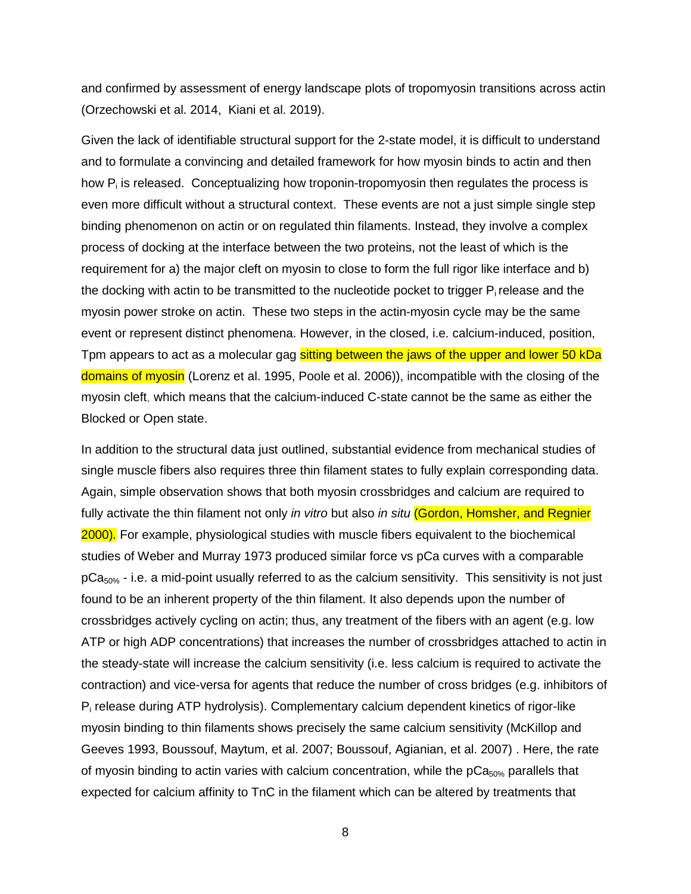and confirmed by assessment of energy landscape plots of tropomyosin transitions across actin (Orzechowski et al. 2014, Kiani et al. 2019).

Given the lack of identifiable structural support for the 2-state model, it is difficult to understand and to formulate a convincing and detailed framework for how myosin binds to actin and then how $P_i$ is released. Conceptualizing how troponin-tropomyosin then regulates the process is even more difficult without a structural context. These events are not a just simple single step binding phenomenon on actin or on regulated thin filaments. Instead, they involve a complex process of docking at the interface between the two proteins, not the least of which is the requirement for a) the major cleft on myosin to close to form the full rigor like interface and b) the docking with actin to be transmitted to the nucleotide pocket to trigger $P_i$ release and the myosin power stroke on actin. These two steps in the actin-myosin cycle may be the same event or represent distinct phenomena. However, in the closed, i.e. calcium-induced, position, Tpm appears to act as a molecular gag sitting between the jaws of the upper and lower 50 kDa domains of myosin (Lorenz et al. 1995, Poole et al. 2006)), incompatible with the closing of the myosin cleft, which means that the calcium-induced C-state cannot be the same as either the Blocked or Open state.

In addition to the structural data just outlined, substantial evidence from mechanical studies of single muscle fibers also requires three thin filament states to fully explain corresponding data. Again, simple observation shows that both myosin crossbridges and calcium are required to fully activate the thin filament not only *in vitro* but also *in situ* (Gordon, Homsher, and Regnier 2000). For example, physiological studies with muscle fibers equivalent to the biochemical studies of Weber and Murray 1973 produced similar force vs pCa curves with a comparable $pCa_{50\%}$ - i.e. a mid-point usually referred to as the calcium sensitivity. This sensitivity is not just found to be an inherent property of the thin filament. It also depends upon the number of crossbridges actively cycling on actin; thus, any treatment of the fibers with an agent (e.g. low ATP or high ADP concentrations) that increases the number of crossbridges attached to actin in the steady-state will increase the calcium sensitivity (i.e. less calcium is required to activate the contraction) and vice-versa for agents that reduce the number of cross bridges (e.g. inhibitors of $P_i$ release during ATP hydrolysis). Complementary calcium dependent kinetics of rigor-like myosin binding to thin filaments shows precisely the same calcium sensitivity (McKillop and Geeves 1993, Boussouf, Maytum, et al. 2007; Boussouf, Agianian, et al. 2007) . Here, the rate of myosin binding to actin varies with calcium concentration, while the $pCa_{50\%}$ parallels that expected for calcium affinity to TnC in the filament which can be altered by treatments that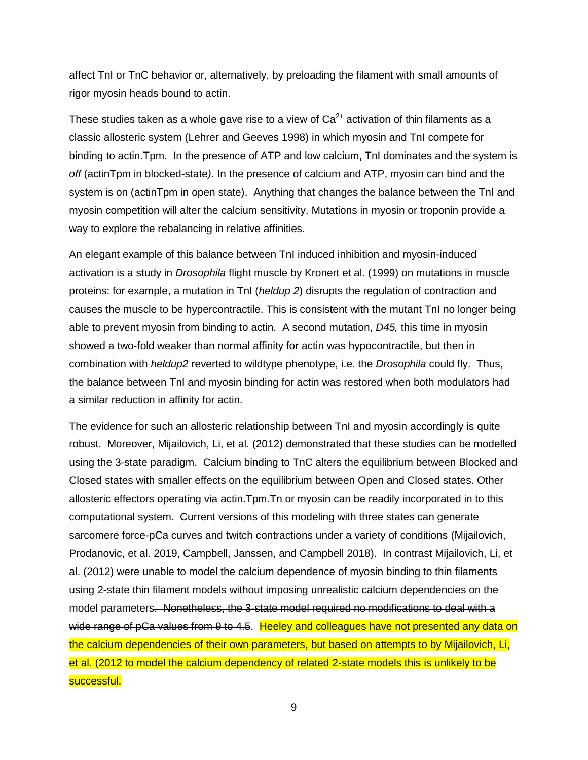affect TnI or TnC behavior or, alternatively, by preloading the filament with small amounts of rigor myosin heads bound to actin.

These studies taken as a whole gave rise to a view of $Ca^{2+}$ activation of thin filaments as a classic allosteric system (Lehrer and Geeves 1998) in which myosin and TnI compete for binding to actin.Tpm. In the presence of ATP and low calcium**,** TnI dominates and the system is *off* (actinTpm in blocked-state*).* In the presence of calcium and ATP, myosin can bind and the system is on (actinTpm in open state). Anything that changes the balance between the TnI and myosin competition will alter the calcium sensitivity. Mutations in myosin or troponin provide a way to explore the rebalancing in relative affinities.

An elegant example of this balance between TnI induced inhibition and myosin-induced activation is a study in *Drosophila* flight muscle by Kronert et al. (1999) on mutations in muscle proteins: for example, a mutation in TnI (*heldup 2*) disrupts the regulation of contraction and causes the muscle to be hypercontractile. This is consistent with the mutant TnI no longer being able to prevent myosin from binding to actin. A second mutation, *D45,* this time in myosin showed a two-fold weaker than normal affinity for actin was hypocontractile, but then in combination with *heldup2* reverted to wildtype phenotype, i.e. the *Drosophila* could fly. Thus, the balance between TnI and myosin binding for actin was restored when both modulators had a similar reduction in affinity for actin*.*

The evidence for such an allosteric relationship between TnI and myosin accordingly is quite robust. Moreover, Mijailovich, Li, et al. (2012) demonstrated that these studies can be modelled using the 3-state paradigm. Calcium binding to TnC alters the equilibrium between Blocked and Closed states with smaller effects on the equilibrium between Open and Closed states. Other allosteric effectors operating via actin.Tpm.Tn or myosin can be readily incorporated in to this computational system. Current versions of this modeling with three states can generate sarcomere force-pCa curves and twitch contractions under a variety of conditions (Mijailovich, Prodanovic, et al. 2019, Campbell, Janssen, and Campbell 2018). In contrast Mijailovich, Li, et al. (2012) were unable to model the calcium dependence of myosin binding to thin filaments using 2-state thin filament models without imposing unrealistic calcium dependencies on the model parameters~~. Nonetheless, the 3-state model required no modifications to deal with a wide range of pCa values from 9 to 4.5~~. Heeley and colleagues have not presented any data on the calcium dependencies of their own parameters, but based on attempts to by Mijailovich, Li, et al. (2012 to model the calcium dependency of related 2-state models this is unlikely to be successful.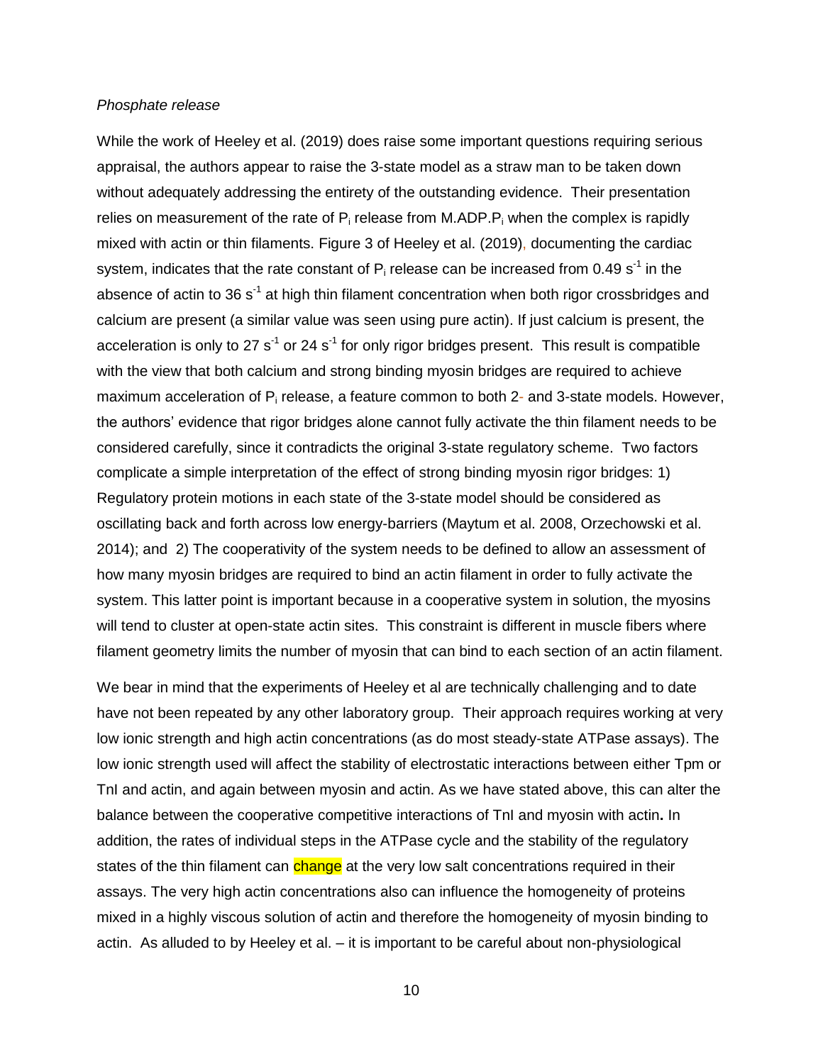*Phosphate release*

While the work of Heeley et al. (2019) does raise some important questions requiring serious appraisal, the authors appear to raise the 3-state model as a straw man to be taken down without adequately addressing the entirety of the outstanding evidence. Their presentation relies on measurement of the rate of $P_i$ release from M.ADP.$P_i$ when the complex is rapidly mixed with actin or thin filaments. Figure 3 of Heeley et al. (2019), documenting the cardiac system, indicates that the rate constant of $P_i$ release can be increased from 0.49 $s^{-1}$ in the absence of actin to 36 $s^{-1}$ at high thin filament concentration when both rigor crossbridges and calcium are present (a similar value was seen using pure actin). If just calcium is present, the acceleration is only to 27 $s^{-1}$ or 24 $s^{-1}$ for only rigor bridges present. This result is compatible with the view that both calcium and strong binding myosin bridges are required to achieve maximum acceleration of $P_i$ release, a feature common to both 2- and 3-state models. However, the authors' evidence that rigor bridges alone cannot fully activate the thin filament needs to be considered carefully, since it contradicts the original 3-state regulatory scheme. Two factors complicate a simple interpretation of the effect of strong binding myosin rigor bridges: 1) Regulatory protein motions in each state of the 3-state model should be considered as oscillating back and forth across low energy-barriers (Maytum et al. 2008, Orzechowski et al. 2014); and 2) The cooperativity of the system needs to be defined to allow an assessment of how many myosin bridges are required to bind an actin filament in order to fully activate the system. This latter point is important because in a cooperative system in solution, the myosins will tend to cluster at open-state actin sites. This constraint is different in muscle fibers where filament geometry limits the number of myosin that can bind to each section of an actin filament.

We bear in mind that the experiments of Heeley et al are technically challenging and to date have not been repeated by any other laboratory group. Their approach requires working at very low ionic strength and high actin concentrations (as do most steady-state ATPase assays). The low ionic strength used will affect the stability of electrostatic interactions between either Tpm or TnI and actin, and again between myosin and actin. As we have stated above, this can alter the balance between the cooperative competitive interactions of TnI and myosin with actin**.** In addition, the rates of individual steps in the ATPase cycle and the stability of the regulatory states of the thin filament can change at the very low salt concentrations required in their assays. The very high actin concentrations also can influence the homogeneity of proteins mixed in a highly viscous solution of actin and therefore the homogeneity of myosin binding to actin. As alluded to by Heeley et al. – it is important to be careful about non-physiological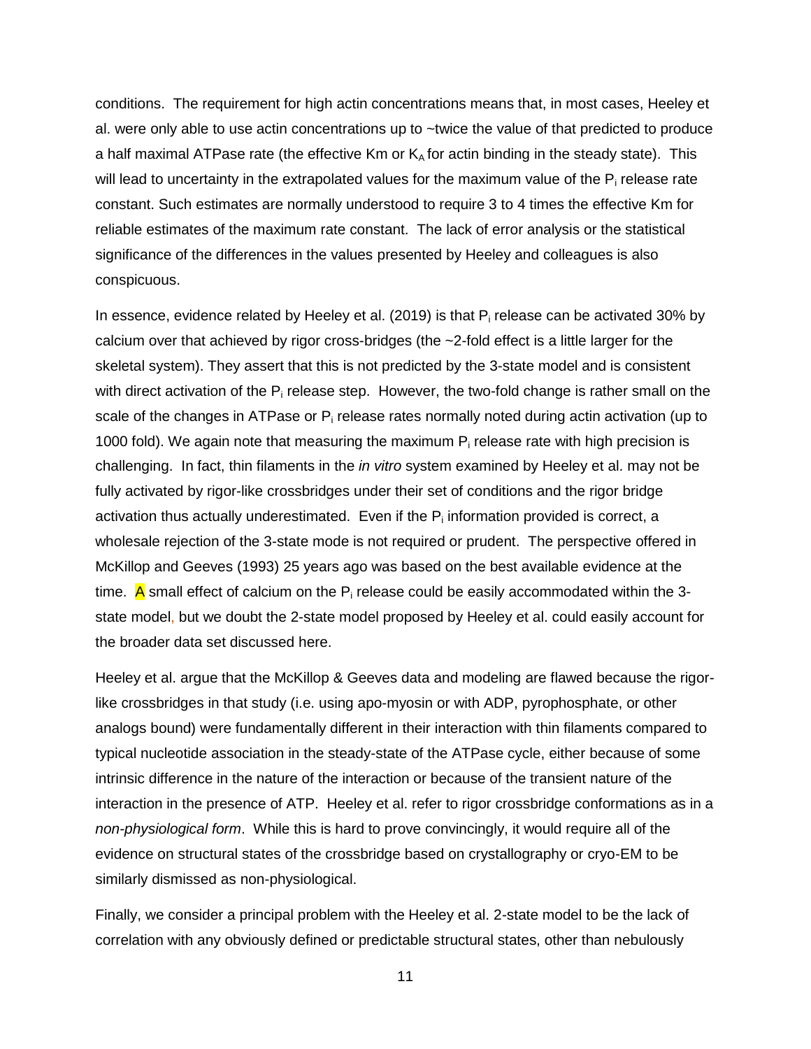conditions. The requirement for high actin concentrations means that, in most cases, Heeley et al. were only able to use actin concentrations up to ~twice the value of that predicted to produce a half maximal ATPase rate (the effective Km or $K_A$ for actin binding in the steady state). This will lead to uncertainty in the extrapolated values for the maximum value of the $P_i$ release rate constant. Such estimates are normally understood to require 3 to 4 times the effective Km for reliable estimates of the maximum rate constant. The lack of error analysis or the statistical significance of the differences in the values presented by Heeley and colleagues is also conspicuous.

In essence, evidence related by Heeley et al. (2019) is that $P_i$ release can be activated 30% by calcium over that achieved by rigor cross-bridges (the ~2-fold effect is a little larger for the skeletal system). They assert that this is not predicted by the 3-state model and is consistent with direct activation of the $P_i$ release step. However, the two-fold change is rather small on the scale of the changes in ATPase or $P_i$ release rates normally noted during actin activation (up to 1000 fold). We again note that measuring the maximum $P_i$ release rate with high precision is challenging. In fact, thin filaments in the *in vitro* system examined by Heeley et al. may not be fully activated by rigor-like crossbridges under their set of conditions and the rigor bridge activation thus actually underestimated. Even if the $P_i$ information provided is correct, a wholesale rejection of the 3-state mode is not required or prudent. The perspective offered in McKillop and Geeves (1993) 25 years ago was based on the best available evidence at the time. A small effect of calcium on the $P_i$ release could be easily accommodated within the 3-state model, but we doubt the 2-state model proposed by Heeley et al. could easily account for the broader data set discussed here.

Heeley et al. argue that the McKillop & Geeves data and modeling are flawed because the rigor-like crossbridges in that study (i.e. using apo-myosin or with ADP, pyrophosphate, or other analogs bound) were fundamentally different in their interaction with thin filaments compared to typical nucleotide association in the steady-state of the ATPase cycle, either because of some intrinsic difference in the nature of the interaction or because of the transient nature of the interaction in the presence of ATP. Heeley et al. refer to rigor crossbridge conformations as in a *non-physiological form*. While this is hard to prove convincingly, it would require all of the evidence on structural states of the crossbridge based on crystallography or cryo-EM to be similarly dismissed as non-physiological.

Finally, we consider a principal problem with the Heeley et al. 2-state model to be the lack of correlation with any obviously defined or predictable structural states, other than nebulously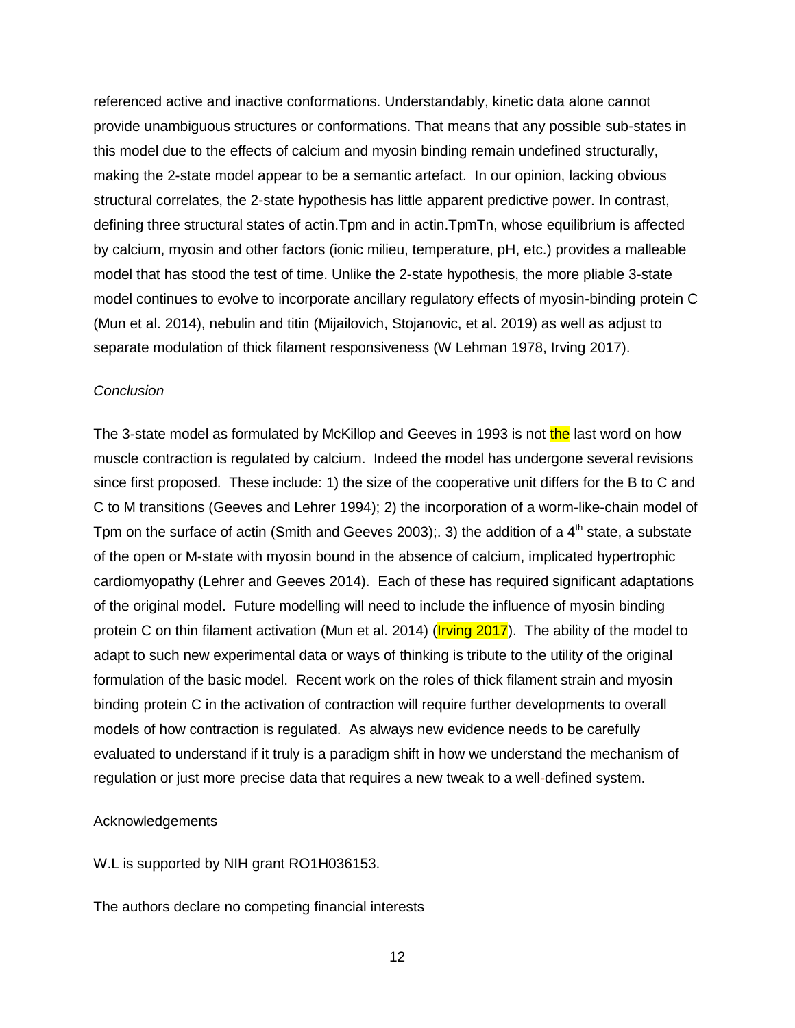referenced active and inactive conformations. Understandably, kinetic data alone cannot provide unambiguous structures or conformations. That means that any possible sub-states in this model due to the effects of calcium and myosin binding remain undefined structurally, making the 2-state model appear to be a semantic artefact. In our opinion, lacking obvious structural correlates, the 2-state hypothesis has little apparent predictive power. In contrast, defining three structural states of actin.Tpm and in actin.TpmTn, whose equilibrium is affected by calcium, myosin and other factors (ionic milieu, temperature, pH, etc.) provides a malleable model that has stood the test of time. Unlike the 2-state hypothesis, the more pliable 3-state model continues to evolve to incorporate ancillary regulatory effects of myosin-binding protein C (Mun et al. 2014), nebulin and titin (Mijailovich, Stojanovic, et al. 2019) as well as adjust to separate modulation of thick filament responsiveness (W Lehman 1978, Irving 2017).

*Conclusion*

The 3-state model as formulated by McKillop and Geeves in 1993 is not the last word on how muscle contraction is regulated by calcium. Indeed the model has undergone several revisions since first proposed. These include: 1) the size of the cooperative unit differs for the B to C and C to M transitions (Geeves and Lehrer 1994); 2) the incorporation of a worm-like-chain model of Tpm on the surface of actin (Smith and Geeves 2003);. 3) the addition of a 4$^{th}$ state, a substate of the open or M-state with myosin bound in the absence of calcium, implicated hypertrophic cardiomyopathy (Lehrer and Geeves 2014). Each of these has required significant adaptations of the original model. Future modelling will need to include the influence of myosin binding protein C on thin filament activation (Mun et al. 2014) (Irving 2017). The ability of the model to adapt to such new experimental data or ways of thinking is tribute to the utility of the original formulation of the basic model. Recent work on the roles of thick filament strain and myosin binding protein C in the activation of contraction will require further developments to overall models of how contraction is regulated. As always new evidence needs to be carefully evaluated to understand if it truly is a paradigm shift in how we understand the mechanism of regulation or just more precise data that requires a new tweak to a well-defined system.

Acknowledgements

W.L is supported by NIH grant RO1H036153.

The authors declare no competing financial interests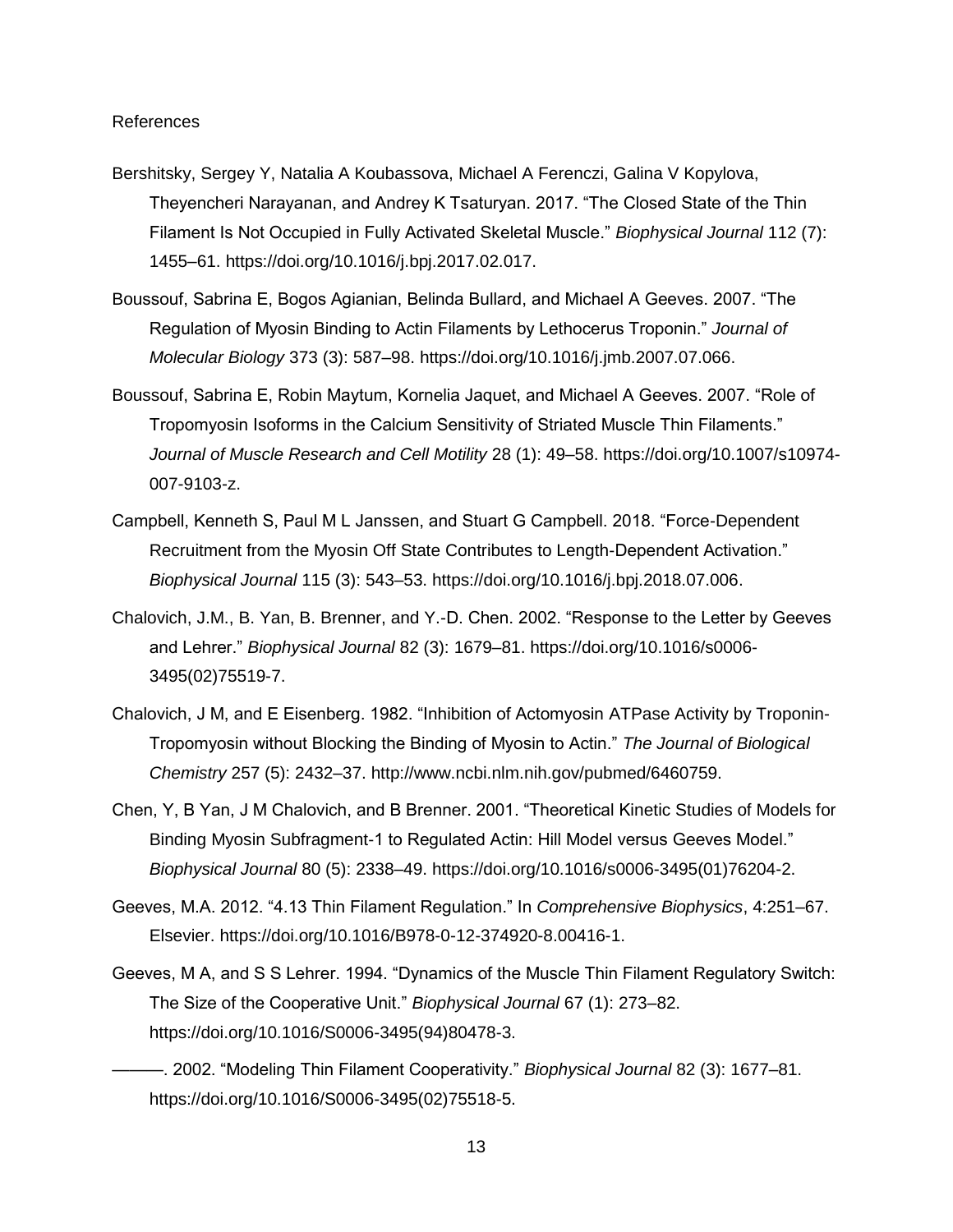References

Bershitsky, Sergey Y, Natalia A Koubassova, Michael A Ferenczi, Galina V Kopylova, Theyencheri Narayanan, and Andrey K Tsaturyan. 2017. "The Closed State of the Thin Filament Is Not Occupied in Fully Activated Skeletal Muscle." *Biophysical Journal* 112 (7): 1455–61. https://doi.org/10.1016/j.bpj.2017.02.017.

Boussouf, Sabrina E, Bogos Agianian, Belinda Bullard, and Michael A Geeves. 2007. "The Regulation of Myosin Binding to Actin Filaments by Lethocerus Troponin." *Journal of Molecular Biology* 373 (3): 587–98. https://doi.org/10.1016/j.jmb.2007.07.066.

Boussouf, Sabrina E, Robin Maytum, Kornelia Jaquet, and Michael A Geeves. 2007. "Role of Tropomyosin Isoforms in the Calcium Sensitivity of Striated Muscle Thin Filaments." *Journal of Muscle Research and Cell Motility* 28 (1): 49–58. https://doi.org/10.1007/s10974-007-9103-z.

Campbell, Kenneth S, Paul M L Janssen, and Stuart G Campbell. 2018. "Force-Dependent Recruitment from the Myosin Off State Contributes to Length-Dependent Activation." *Biophysical Journal* 115 (3): 543–53. https://doi.org/10.1016/j.bpj.2018.07.006.

Chalovich, J.M., B. Yan, B. Brenner, and Y.-D. Chen. 2002. "Response to the Letter by Geeves and Lehrer." *Biophysical Journal* 82 (3): 1679–81. https://doi.org/10.1016/s0006-3495(02)75519-7.

Chalovich, J M, and E Eisenberg. 1982. "Inhibition of Actomyosin ATPase Activity by Troponin-Tropomyosin without Blocking the Binding of Myosin to Actin." *The Journal of Biological Chemistry* 257 (5): 2432–37. http://www.ncbi.nlm.nih.gov/pubmed/6460759.

Chen, Y, B Yan, J M Chalovich, and B Brenner. 2001. "Theoretical Kinetic Studies of Models for Binding Myosin Subfragment-1 to Regulated Actin: Hill Model versus Geeves Model." *Biophysical Journal* 80 (5): 2338–49. https://doi.org/10.1016/s0006-3495(01)76204-2.

Geeves, M.A. 2012. "4.13 Thin Filament Regulation." In *Comprehensive Biophysics*, 4:251–67. Elsevier. https://doi.org/10.1016/B978-0-12-374920-8.00416-1.

Geeves, M A, and S S Lehrer. 1994. "Dynamics of the Muscle Thin Filament Regulatory Switch: The Size of the Cooperative Unit." *Biophysical Journal* 67 (1): 273–82. https://doi.org/10.1016/S0006-3495(94)80478-3.

———. 2002. "Modeling Thin Filament Cooperativity." *Biophysical Journal* 82 (3): 1677–81. https://doi.org/10.1016/S0006-3495(02)75518-5.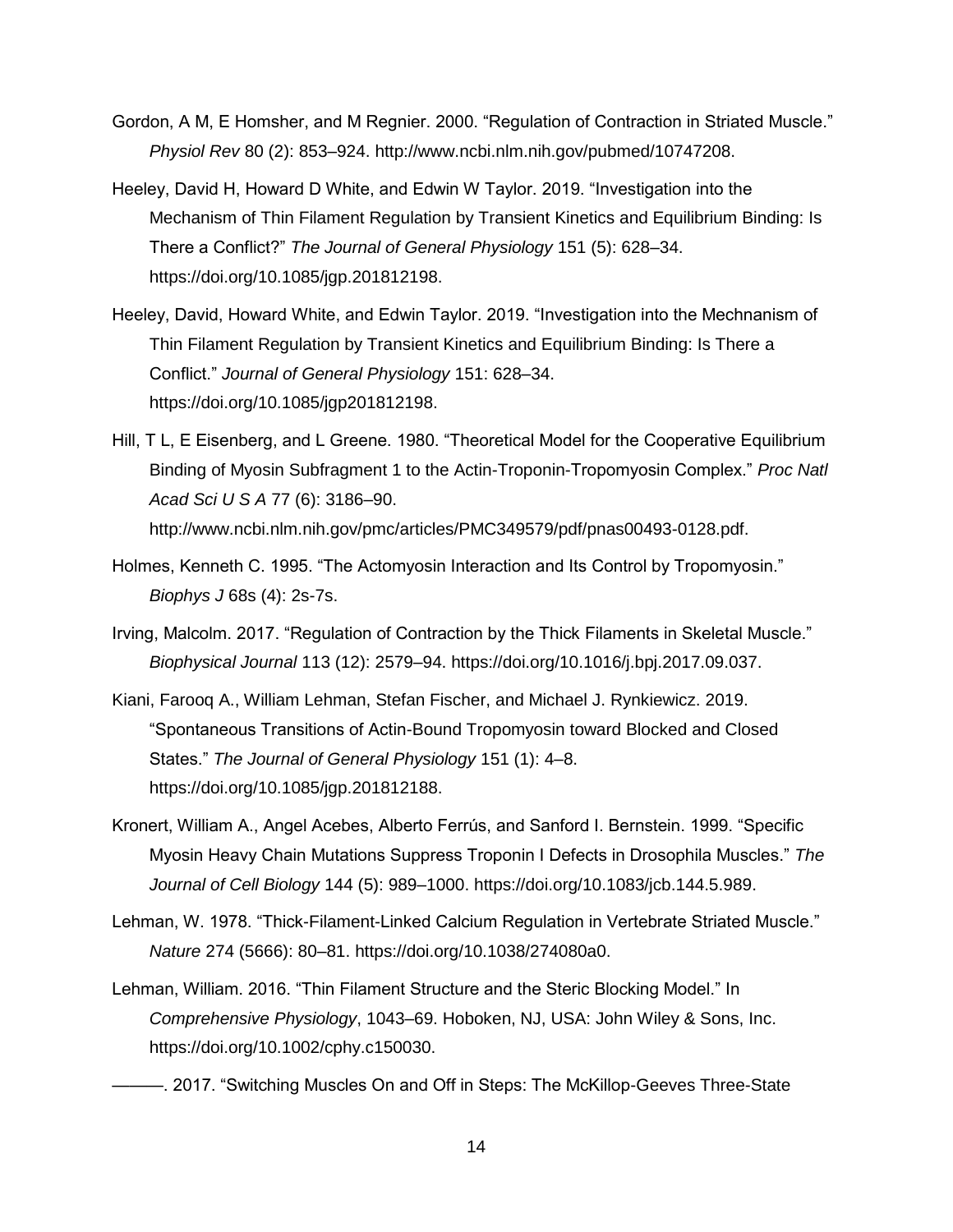Gordon, A M, E Homsher, and M Regnier. 2000. "Regulation of Contraction in Striated Muscle." *Physiol Rev* 80 (2): 853–924. http://www.ncbi.nlm.nih.gov/pubmed/10747208.

Heeley, David H, Howard D White, and Edwin W Taylor. 2019. "Investigation into the Mechanism of Thin Filament Regulation by Transient Kinetics and Equilibrium Binding: Is There a Conflict?" *The Journal of General Physiology* 151 (5): 628–34. https://doi.org/10.1085/jgp.201812198.

Heeley, David, Howard White, and Edwin Taylor. 2019. "Investigation into the Mechnanism of Thin Filament Regulation by Transient Kinetics and Equilibrium Binding: Is There a Conflict." *Journal of General Physiology* 151: 628–34. https://doi.org/10.1085/jgp201812198.

Hill, T L, E Eisenberg, and L Greene. 1980. "Theoretical Model for the Cooperative Equilibrium Binding of Myosin Subfragment 1 to the Actin-Troponin-Tropomyosin Complex." *Proc Natl Acad Sci U S A* 77 (6): 3186–90. http://www.ncbi.nlm.nih.gov/pmc/articles/PMC349579/pdf/pnas00493-0128.pdf.

Holmes, Kenneth C. 1995. "The Actomyosin Interaction and Its Control by Tropomyosin." *Biophys J* 68s (4): 2s-7s.

Irving, Malcolm. 2017. "Regulation of Contraction by the Thick Filaments in Skeletal Muscle." *Biophysical Journal* 113 (12): 2579–94. https://doi.org/10.1016/j.bpj.2017.09.037.

Kiani, Farooq A., William Lehman, Stefan Fischer, and Michael J. Rynkiewicz. 2019. "Spontaneous Transitions of Actin-Bound Tropomyosin toward Blocked and Closed States." *The Journal of General Physiology* 151 (1): 4–8. https://doi.org/10.1085/jgp.201812188.

Kronert, William A., Angel Acebes, Alberto Ferrús, and Sanford I. Bernstein. 1999. "Specific Myosin Heavy Chain Mutations Suppress Troponin I Defects in Drosophila Muscles." *The Journal of Cell Biology* 144 (5): 989–1000. https://doi.org/10.1083/jcb.144.5.989.

Lehman, W. 1978. "Thick-Filament-Linked Calcium Regulation in Vertebrate Striated Muscle." *Nature* 274 (5666): 80–81. https://doi.org/10.1038/274080a0.

Lehman, William. 2016. "Thin Filament Structure and the Steric Blocking Model." In *Comprehensive Physiology*, 1043–69. Hoboken, NJ, USA: John Wiley & Sons, Inc. https://doi.org/10.1002/cphy.c150030.

———. 2017. "Switching Muscles On and Off in Steps: The McKillop-Geeves Three-State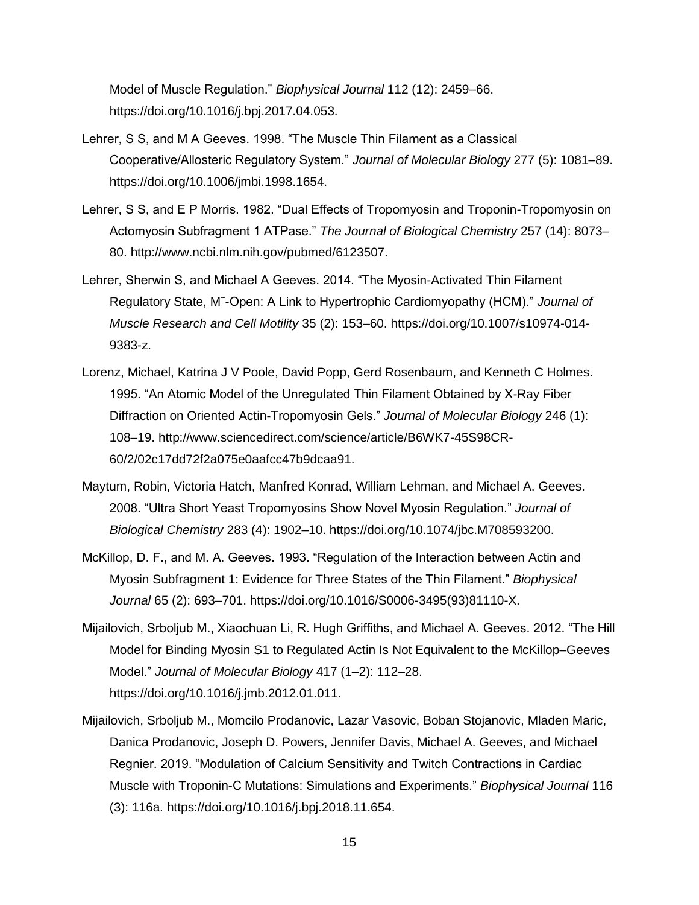Model of Muscle Regulation." *Biophysical Journal* 112 (12): 2459–66. https://doi.org/10.1016/j.bpj.2017.04.053.

Lehrer, S S, and M A Geeves. 1998. "The Muscle Thin Filament as a Classical Cooperative/Allosteric Regulatory System." *Journal of Molecular Biology* 277 (5): 1081–89. https://doi.org/10.1006/jmbi.1998.1654.

Lehrer, S S, and E P Morris. 1982. "Dual Effects of Tropomyosin and Troponin-Tropomyosin on Actomyosin Subfragment 1 ATPase." *The Journal of Biological Chemistry* 257 (14): 8073–80. http://www.ncbi.nlm.nih.gov/pubmed/6123507.

Lehrer, Sherwin S, and Michael A Geeves. 2014. "The Myosin-Activated Thin Filament Regulatory State, M⁻-Open: A Link to Hypertrophic Cardiomyopathy (HCM)." *Journal of Muscle Research and Cell Motility* 35 (2): 153–60. https://doi.org/10.1007/s10974-014-9383-z.

Lorenz, Michael, Katrina J V Poole, David Popp, Gerd Rosenbaum, and Kenneth C Holmes. 1995. "An Atomic Model of the Unregulated Thin Filament Obtained by X-Ray Fiber Diffraction on Oriented Actin-Tropomyosin Gels." *Journal of Molecular Biology* 246 (1): 108–19. http://www.sciencedirect.com/science/article/B6WK7-45S98CR-60/2/02c17dd72f2a075e0aafcc47b9dcaa91.

Maytum, Robin, Victoria Hatch, Manfred Konrad, William Lehman, and Michael A. Geeves. 2008. "Ultra Short Yeast Tropomyosins Show Novel Myosin Regulation." *Journal of Biological Chemistry* 283 (4): 1902–10. https://doi.org/10.1074/jbc.M708593200.

McKillop, D. F., and M. A. Geeves. 1993. "Regulation of the Interaction between Actin and Myosin Subfragment 1: Evidence for Three States of the Thin Filament." *Biophysical Journal* 65 (2): 693–701. https://doi.org/10.1016/S0006-3495(93)81110-X.

Mijailovich, Srboljub M., Xiaochuan Li, R. Hugh Griffiths, and Michael A. Geeves. 2012. "The Hill Model for Binding Myosin S1 to Regulated Actin Is Not Equivalent to the McKillop–Geeves Model." *Journal of Molecular Biology* 417 (1–2): 112–28. https://doi.org/10.1016/j.jmb.2012.01.011.

Mijailovich, Srboljub M., Momcilo Prodanovic, Lazar Vasovic, Boban Stojanovic, Mladen Maric, Danica Prodanovic, Joseph D. Powers, Jennifer Davis, Michael A. Geeves, and Michael Regnier. 2019. "Modulation of Calcium Sensitivity and Twitch Contractions in Cardiac Muscle with Troponin-C Mutations: Simulations and Experiments." *Biophysical Journal* 116 (3): 116a. https://doi.org/10.1016/j.bpj.2018.11.654.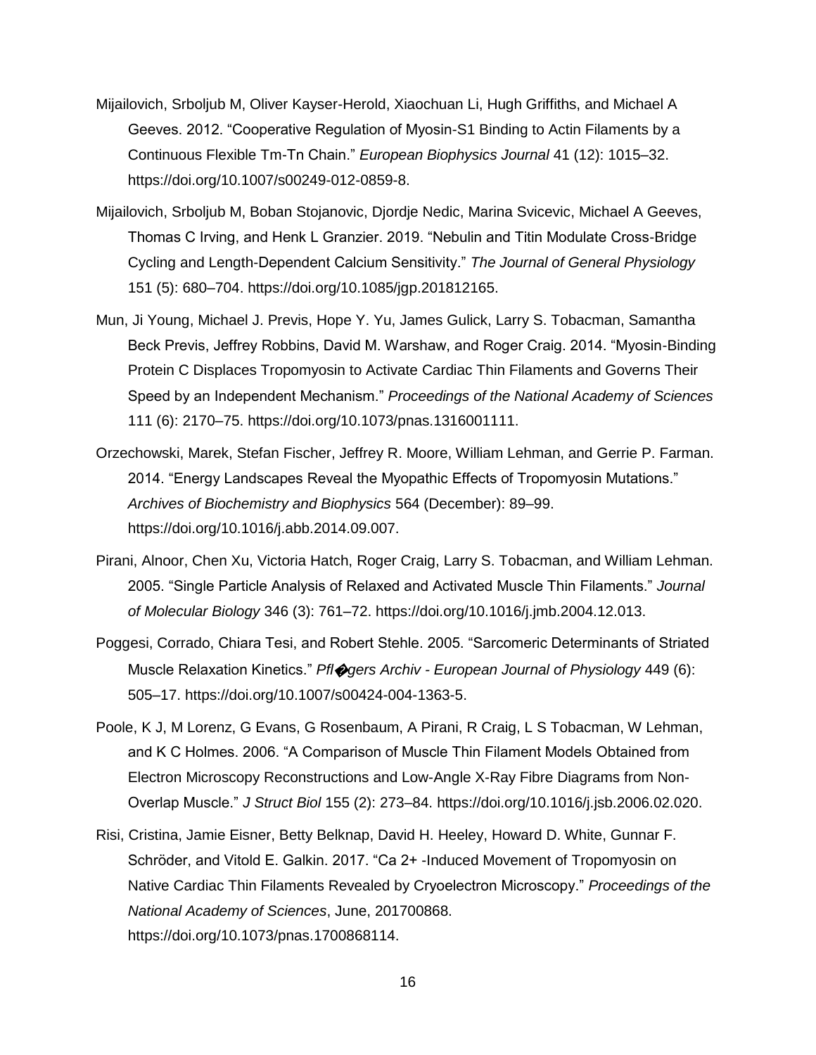Mijailovich, Srboljub M, Oliver Kayser-Herold, Xiaochuan Li, Hugh Griffiths, and Michael A Geeves. 2012. "Cooperative Regulation of Myosin-S1 Binding to Actin Filaments by a Continuous Flexible Tm-Tn Chain." *European Biophysics Journal* 41 (12): 1015–32. https://doi.org/10.1007/s00249-012-0859-8.

Mijailovich, Srboljub M, Boban Stojanovic, Djordje Nedic, Marina Svicevic, Michael A Geeves, Thomas C Irving, and Henk L Granzier. 2019. "Nebulin and Titin Modulate Cross-Bridge Cycling and Length-Dependent Calcium Sensitivity." *The Journal of General Physiology* 151 (5): 680–704. https://doi.org/10.1085/jgp.201812165.

Mun, Ji Young, Michael J. Previs, Hope Y. Yu, James Gulick, Larry S. Tobacman, Samantha Beck Previs, Jeffrey Robbins, David M. Warshaw, and Roger Craig. 2014. "Myosin-Binding Protein C Displaces Tropomyosin to Activate Cardiac Thin Filaments and Governs Their Speed by an Independent Mechanism." *Proceedings of the National Academy of Sciences* 111 (6): 2170–75. https://doi.org/10.1073/pnas.1316001111.

Orzechowski, Marek, Stefan Fischer, Jeffrey R. Moore, William Lehman, and Gerrie P. Farman. 2014. "Energy Landscapes Reveal the Myopathic Effects of Tropomyosin Mutations." *Archives of Biochemistry and Biophysics* 564 (December): 89–99. https://doi.org/10.1016/j.abb.2014.09.007.

Pirani, Alnoor, Chen Xu, Victoria Hatch, Roger Craig, Larry S. Tobacman, and William Lehman. 2005. "Single Particle Analysis of Relaxed and Activated Muscle Thin Filaments." *Journal of Molecular Biology* 346 (3): 761–72. https://doi.org/10.1016/j.jmb.2004.12.013.

Poggesi, Corrado, Chiara Tesi, and Robert Stehle. 2005. "Sarcomeric Determinants of Striated Muscle Relaxation Kinetics." *Pfl�gers Archiv - European Journal of Physiology* 449 (6): 505–17. https://doi.org/10.1007/s00424-004-1363-5.

Poole, K J, M Lorenz, G Evans, G Rosenbaum, A Pirani, R Craig, L S Tobacman, W Lehman, and K C Holmes. 2006. "A Comparison of Muscle Thin Filament Models Obtained from Electron Microscopy Reconstructions and Low-Angle X-Ray Fibre Diagrams from Non-Overlap Muscle." *J Struct Biol* 155 (2): 273–84. https://doi.org/10.1016/j.jsb.2006.02.020.

Risi, Cristina, Jamie Eisner, Betty Belknap, David H. Heeley, Howard D. White, Gunnar F. Schröder, and Vitold E. Galkin. 2017. "Ca 2+ -Induced Movement of Tropomyosin on Native Cardiac Thin Filaments Revealed by Cryoelectron Microscopy." *Proceedings of the National Academy of Sciences*, June, 201700868. https://doi.org/10.1073/pnas.1700868114.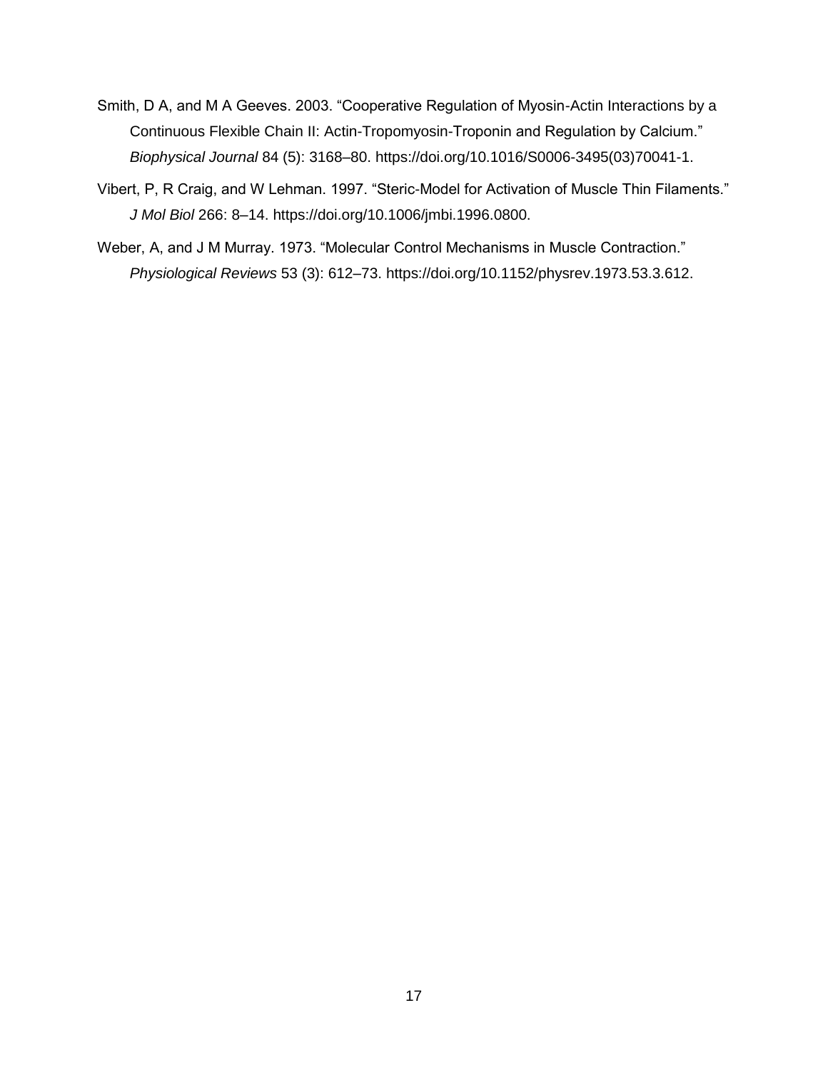Smith, D A, and M A Geeves. 2003. "Cooperative Regulation of Myosin-Actin Interactions by a Continuous Flexible Chain II: Actin-Tropomyosin-Troponin and Regulation by Calcium." *Biophysical Journal* 84 (5): 3168–80. https://doi.org/10.1016/S0006-3495(03)70041-1.

Vibert, P, R Craig, and W Lehman. 1997. "Steric-Model for Activation of Muscle Thin Filaments." *J Mol Biol* 266: 8–14. https://doi.org/10.1006/jmbi.1996.0800.

Weber, A, and J M Murray. 1973. "Molecular Control Mechanisms in Muscle Contraction." *Physiological Reviews* 53 (3): 612–73. https://doi.org/10.1152/physrev.1973.53.3.612.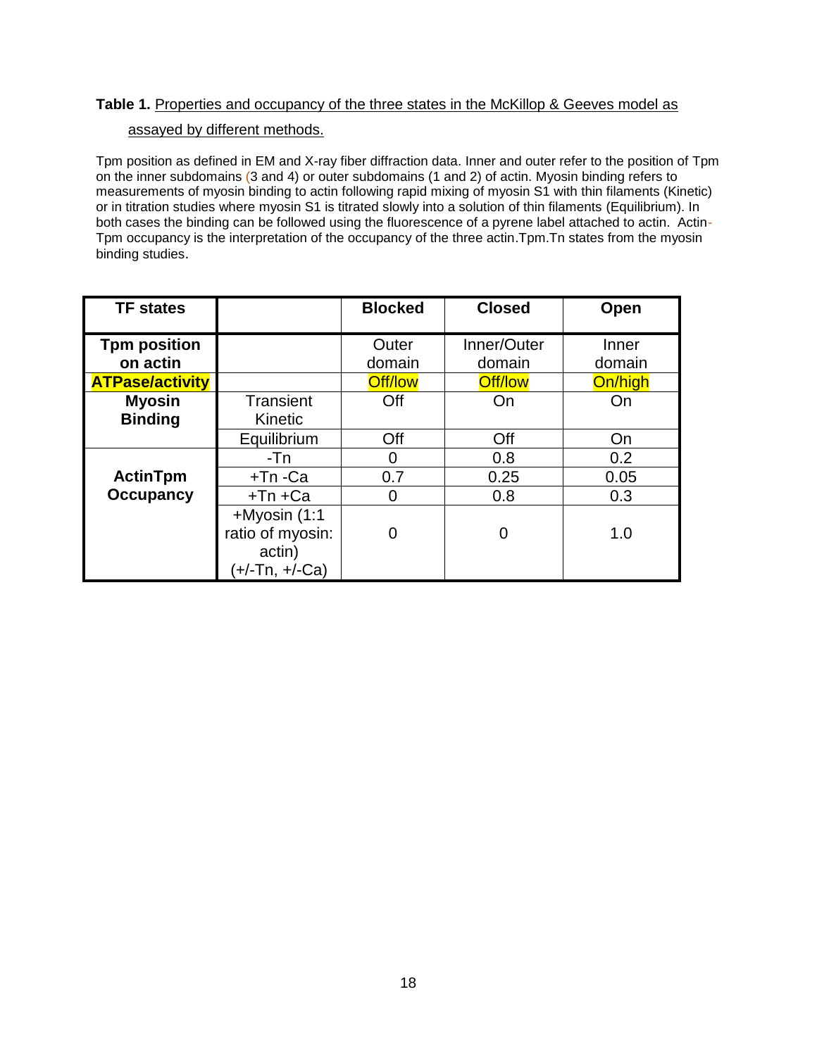**Table 1.** Properties and occupancy of the three states in the McKillop & Geeves model as assayed by different methods.

Tpm position as defined in EM and X-ray fiber diffraction data. Inner and outer refer to the position of Tpm on the inner subdomains (3 and 4) or outer subdomains (1 and 2) of actin. Myosin binding refers to measurements of myosin binding to actin following rapid mixing of myosin S1 with thin filaments (Kinetic) or in titration studies where myosin S1 is titrated slowly into a solution of thin filaments (Equilibrium). In both cases the binding can be followed using the fluorescence of a pyrene label attached to actin. Actin-Tpm occupancy is the interpretation of the occupancy of the three actin.Tpm.Tn states from the myosin binding studies.

| TF states | | Blocked | Closed | Open |
|---|---|---|---|---|
| **Tpm position on actin** | | Outer domain | Inner/Outer domain | Inner domain |
| **ATPase/activity** | | Off/low | Off/low | On/high |
| **Myosin Binding** | Transient Kinetic | Off | On | On |
| | Equilibrium | Off | Off | On |
| **ActinTpm Occupancy** | -Tn | 0 | 0.8 | 0.2 |
| | +Tn -Ca | 0.7 | 0.25 | 0.05 |
| | +Tn +Ca | 0 | 0.8 | 0.3 |
| | +Myosin (1:1 ratio of myosin: actin) (+/-Tn, +/-Ca) | 0 | 0 | 1.0 |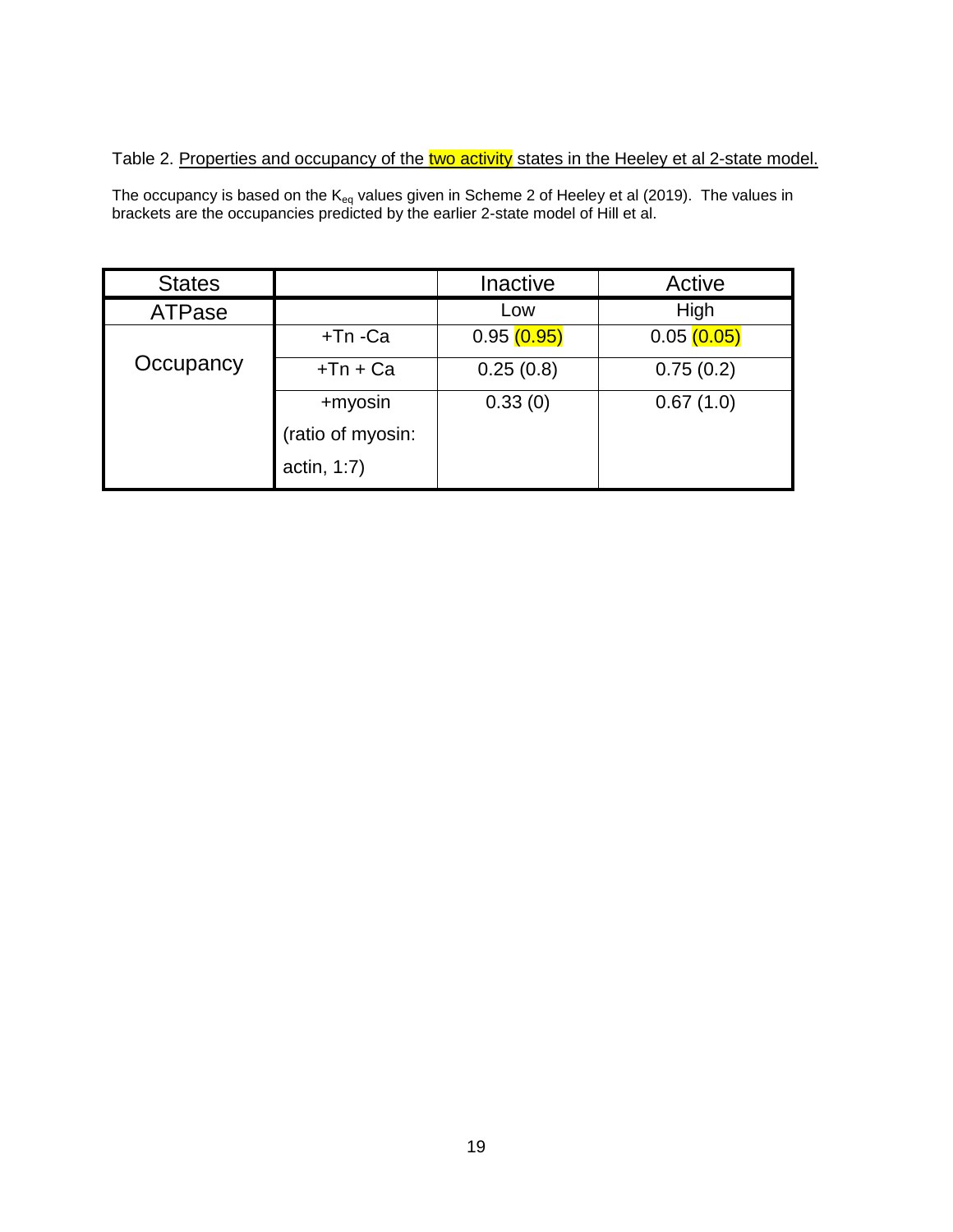Table 2. Properties and occupancy of the two activity states in the Heeley et al 2-state model.

The occupancy is based on the $K_{eq}$ values given in Scheme 2 of Heeley et al (2019). The values in brackets are the occupancies predicted by the earlier 2-state model of Hill et al.

| States | | Inactive | Active |
|---|---|---|---|
| ATPase | | Low | High |
| Occupancy | +Tn -Ca | 0.95 (0.95) | 0.05 (0.05) |
| | +Tn + Ca | 0.25 (0.8) | 0.75 (0.2) |
| | +myosin (ratio of myosin: actin, 1:7) | 0.33 (0) | 0.67 (1.0) |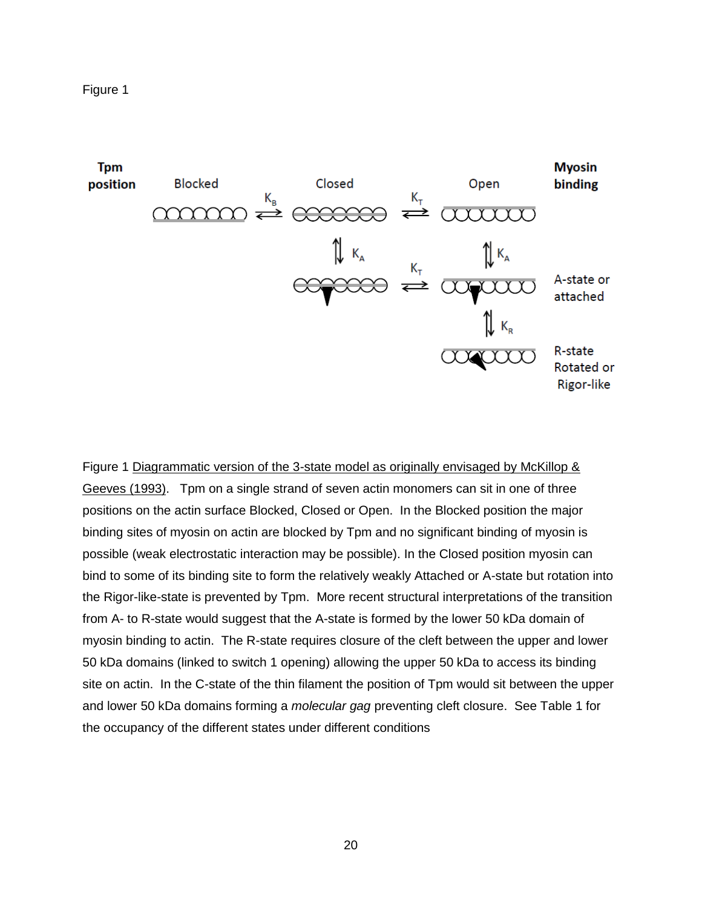Figure 1

Figure 1 Diagrammatic version of the 3-state model as originally envisaged by McKillop & Geeves (1993). Tpm on a single strand of seven actin monomers can sit in one of three positions on the actin surface Blocked, Closed or Open. In the Blocked position the major binding sites of myosin on actin are blocked by Tpm and no significant binding of myosin is possible (weak electrostatic interaction may be possible). In the Closed position myosin can bind to some of its binding site to form the relatively weakly Attached or A-state but rotation into the Rigor-like-state is prevented by Tpm. More recent structural interpretations of the transition from A- to R-state would suggest that the A-state is formed by the lower 50 kDa domain of myosin binding to actin. The R-state requires closure of the cleft between the upper and lower 50 kDa domains (linked to switch 1 opening) allowing the upper 50 kDa to access its binding site on actin. In the C-state of the thin filament the position of Tpm would sit between the upper and lower 50 kDa domains forming a *molecular gag* preventing cleft closure. See Table 1 for the occupancy of the different states under different conditions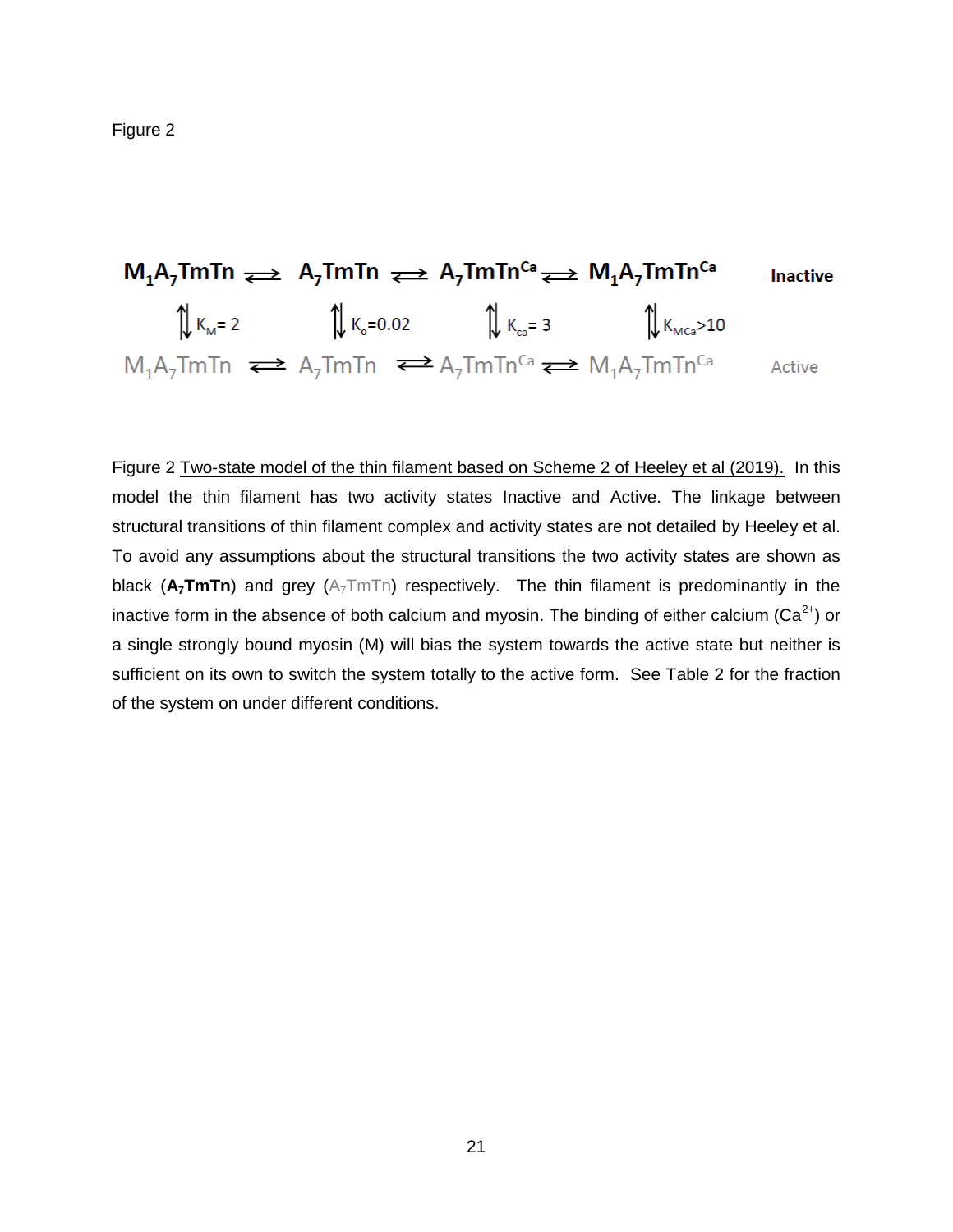Figure 2

$$\mathbf{M_1A_7TmTn} \rightleftarrows \mathbf{A_7TmTn} \rightleftarrows \mathbf{A_7TmTn^{Ca}} \rightleftarrows \mathbf{M_1A_7TmTn^{Ca}} \quad \textbf{Inactive}$$

$$\updownarrow K_M = 2 \qquad \updownarrow K_o = 0.02 \qquad \updownarrow K_{ca} = 3 \qquad \updownarrow K_{MCa} > 10$$

$$M_1A_7TmTn \rightleftarrows A_7TmTn \rightleftarrows A_7TmTn^{Ca} \rightleftarrows M_1A_7TmTn^{Ca} \quad \text{Active}$$

Figure 2 Two-state model of the thin filament based on Scheme 2 of Heeley et al (2019). In this model the thin filament has two activity states Inactive and Active. The linkage between structural transitions of thin filament complex and activity states are not detailed by Heeley et al. To avoid any assumptions about the structural transitions the two activity states are shown as black (**$A_7$TmTn**) and grey ($A_7$TmTn) respectively. The thin filament is predominantly in the inactive form in the absence of both calcium and myosin. The binding of either calcium ($Ca^{2+}$) or a single strongly bound myosin (M) will bias the system towards the active state but neither is sufficient on its own to switch the system totally to the active form. See Table 2 for the fraction of the system on under different conditions.